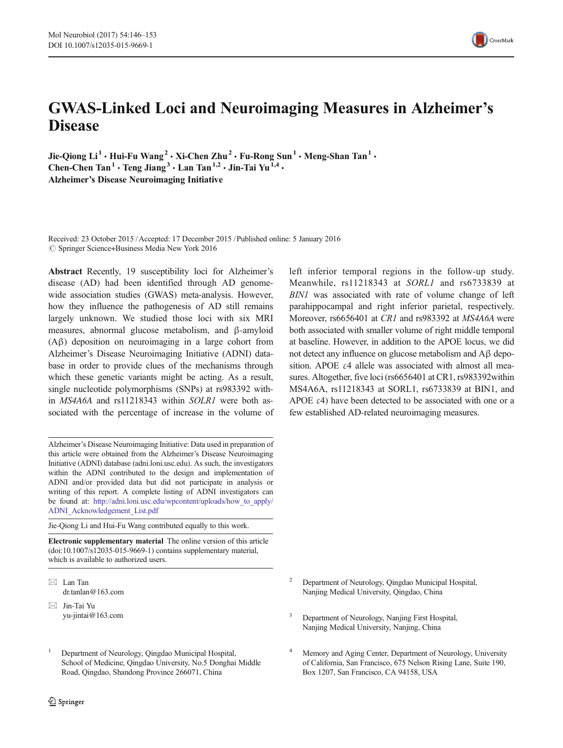# GWAS-Linked Loci and Neuroimaging Measures in Alzheimer's Disease

**Jie-Qiong Li[1] · Hui-Fu Wang[2] · Xi-Chen Zhu[2] · Fu-Rong Sun[1] · Meng-Shan Tan[1] · Chen-Chen Tan[1] · Teng Jiang[3] · Lan Tan[1,2] · Jin-Tai Yu[1,4] · Alzheimer's Disease Neuroimaging Initiative**

Received: 23 October 2015 / Accepted: 17 December 2015 / Published online: 5 January 2016
© Springer Science+Business Media New York 2016

**Abstract** Recently, 19 susceptibility loci for Alzheimer's disease (AD) had been identified through AD genome-wide association studies (GWAS) meta-analysis. However, how they influence the pathogenesis of AD still remains largely unknown. We studied those loci with six MRI measures, abnormal glucose metabolism, and β-amyloid (Aβ) deposition on neuroimaging in a large cohort from Alzheimer's Disease Neuroimaging Initiative (ADNI) database in order to provide clues of the mechanisms through which these genetic variants might be acting. As a result, single nucleotide polymorphisms (SNPs) at rs983392 within *MS4A6A* and rs11218343 within *SOLR1* were both associated with the percentage of increase in the volume of left inferior temporal regions in the follow-up study. Meanwhile, rs11218343 at *SORL1* and rs6733839 at *BIN1* was associated with rate of volume change of left parahippocampal and right inferior parietal, respectively. Moreover, rs6656401 at *CR1* and rs983392 at *MS4A6A* were both associated with smaller volume of right middle temporal at baseline. However, in addition to the APOE locus, we did not detect any influence on glucose metabolism and Aβ deposition. APOE ε4 allele was associated with almost all measures. Altogether, five loci (rs6656401 at CR1, rs983392within MS4A6A, rs11218343 at SORL1, rs6733839 at BIN1, and APOE ε4) have been detected to be associated with one or a few established AD-related neuroimaging measures.

Alzheimer's Disease Neuroimaging Initiative: Data used in preparation of this article were obtained from the Alzheimer's Disease Neuroimaging Initiative (ADNI) database (adni.loni.usc.edu). As such, the investigators within the ADNI contributed to the design and implementation of ADNI and/or provided data but did not participate in analysis or writing of this report. A complete listing of ADNI investigators can be found at: http://adni.loni.usc.edu/wpcontent/uploads/how_to_apply/ADNI_Acknowledgement_List.pdf

Jie-Qiong Li and Hui-Fu Wang contributed equally to this work.

**Electronic supplementary material** The online version of this article (doi:10.1007/s12035-015-9669-1) contains supplementary material, which is available to authorized users.

✉ Lan Tan
dr.tanlan@163.com

✉ Jin-Tai Yu
yu-jintai@163.com

[1] Department of Neurology, Qingdao Municipal Hospital, School of Medicine, Qingdao University, No.5 Donghai Middle Road, Qingdao, Shandong Province 266071, China

[2] Department of Neurology, Qingdao Municipal Hospital, Nanjing Medical University, Qingdao, China

[3] Department of Neurology, Nanjing First Hospital, Nanjing Medical University, Nanjing, China

[4] Memory and Aging Center, Department of Neurology, University of California, San Francisco, 675 Nelson Rising Lane, Suite 190, Box 1207, San Francisco, CA 94158, USA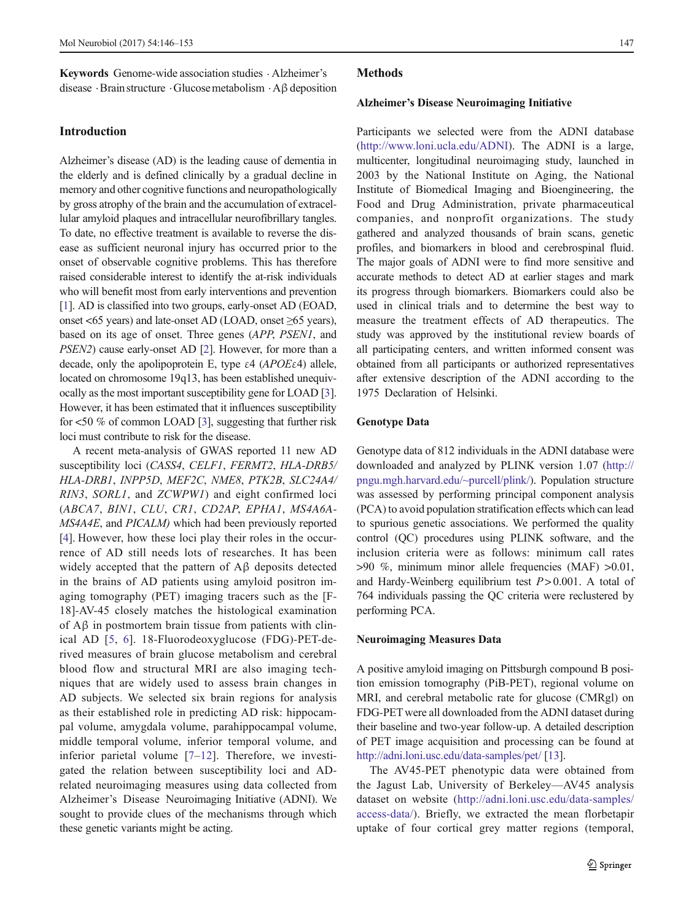**Keywords** Genome-wide association studies · Alzheimer's disease · Brain structure · Glucose metabolism · Aβ deposition

## Introduction

Alzheimer's disease (AD) is the leading cause of dementia in the elderly and is defined clinically by a gradual decline in memory and other cognitive functions and neuropathologically by gross atrophy of the brain and the accumulation of extracellular amyloid plaques and intracellular neurofibrillary tangles. To date, no effective treatment is available to reverse the disease as sufficient neuronal injury has occurred prior to the onset of observable cognitive problems. This has therefore raised considerable interest to identify the at-risk individuals who will benefit most from early interventions and prevention [1]. AD is classified into two groups, early-onset AD (EOAD, onset <65 years) and late-onset AD (LOAD, onset ≥65 years), based on its age of onset. Three genes (*APP*, *PSEN1*, and *PSEN2*) cause early-onset AD [2]. However, for more than a decade, only the apolipoprotein E, type ε4 (*APOEε4*) allele, located on chromosome 19q13, has been established unequivocally as the most important susceptibility gene for LOAD [3]. However, it has been estimated that it influences susceptibility for <50 % of common LOAD [3], suggesting that further risk loci must contribute to risk for the disease.

A recent meta-analysis of GWAS reported 11 new AD susceptibility loci (*CASS4*, *CELF1*, *FERMT2*, *HLA-DRB5/HLA-DRB1*, *INPP5D*, *MEF2C*, *NME8*, *PTK2B*, *SLC24A4/RIN3*, *SORL1*, and *ZCWPW1*) and eight confirmed loci (*ABCA7*, *BIN1*, *CLU*, *CR1*, *CD2AP*, *EPHA1*, *MS4A6A-MS4A4E*, and *PICALM)* which had been previously reported [4]. However, how these loci play their roles in the occurrence of AD still needs lots of researches. It has been widely accepted that the pattern of Aβ deposits detected in the brains of AD patients using amyloid positron imaging tomography (PET) imaging tracers such as the [F-18]-AV-45 closely matches the histological examination of Aβ in postmortem brain tissue from patients with clinical AD [5, 6]. 18-Fluorodeoxyglucose (FDG)-PET-derived measures of brain glucose metabolism and cerebral blood flow and structural MRI are also imaging techniques that are widely used to assess brain changes in AD subjects. We selected six brain regions for analysis as their established role in predicting AD risk: hippocampal volume, amygdala volume, parahippocampal volume, middle temporal volume, inferior temporal volume, and inferior parietal volume [7–12]. Therefore, we investigated the relation between susceptibility loci and AD-related neuroimaging measures using data collected from Alzheimer's Disease Neuroimaging Initiative (ADNI). We sought to provide clues of the mechanisms through which these genetic variants might be acting.

## Methods

### Alzheimer's Disease Neuroimaging Initiative

Participants we selected were from the ADNI database (http://www.loni.ucla.edu/ADNI). The ADNI is a large, multicenter, longitudinal neuroimaging study, launched in 2003 by the National Institute on Aging, the National Institute of Biomedical Imaging and Bioengineering, the Food and Drug Administration, private pharmaceutical companies, and nonprofit organizations. The study gathered and analyzed thousands of brain scans, genetic profiles, and biomarkers in blood and cerebrospinal fluid. The major goals of ADNI were to find more sensitive and accurate methods to detect AD at earlier stages and mark its progress through biomarkers. Biomarkers could also be used in clinical trials and to determine the best way to measure the treatment effects of AD therapeutics. The study was approved by the institutional review boards of all participating centers, and written informed consent was obtained from all participants or authorized representatives after extensive description of the ADNI according to the 1975 Declaration of Helsinki.

### Genotype Data

Genotype data of 812 individuals in the ADNI database were downloaded and analyzed by PLINK version 1.07 (http://pngu.mgh.harvard.edu/~purcell/plink/). Population structure was assessed by performing principal component analysis (PCA) to avoid population stratification effects which can lead to spurious genetic associations. We performed the quality control (QC) procedures using PLINK software, and the inclusion criteria were as follows: minimum call rates >90 %, minimum minor allele frequencies (MAF) >0.01, and Hardy-Weinberg equilibrium test $P > 0.001$. A total of 764 individuals passing the QC criteria were reclustered by performing PCA.

### Neuroimaging Measures Data

A positive amyloid imaging on Pittsburgh compound B position emission tomography (PiB-PET), regional volume on MRI, and cerebral metabolic rate for glucose (CMRgl) on FDG-PET were all downloaded from the ADNI dataset during their baseline and two-year follow-up. A detailed description of PET image acquisition and processing can be found at http://adni.loni.usc.edu/data-samples/pet/ [13].

The AV45-PET phenotypic data were obtained from the Jagust Lab, University of Berkeley—AV45 analysis dataset on website (http://adni.loni.usc.edu/data-samples/access-data/). Briefly, we extracted the mean florbetapir uptake of four cortical grey matter regions (temporal,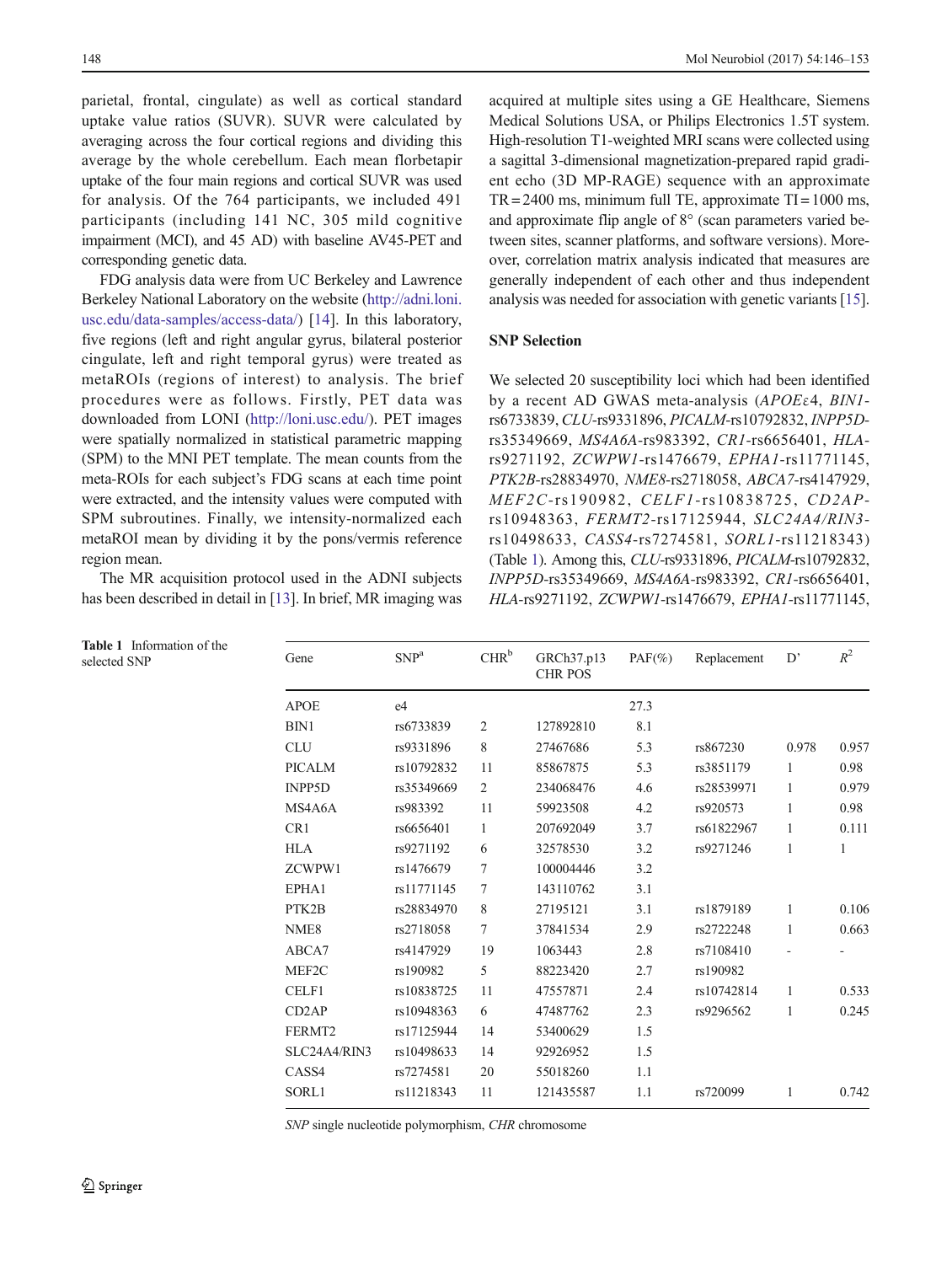parietal, frontal, cingulate) as well as cortical standard uptake value ratios (SUVR). SUVR were calculated by averaging across the four cortical regions and dividing this average by the whole cerebellum. Each mean florbetapir uptake of the four main regions and cortical SUVR was used for analysis. Of the 764 participants, we included 491 participants (including 141 NC, 305 mild cognitive impairment (MCI), and 45 AD) with baseline AV45-PET and corresponding genetic data.

FDG analysis data were from UC Berkeley and Lawrence Berkeley National Laboratory on the website (http://adni.loni.usc.edu/data-samples/access-data/) [14]. In this laboratory, five regions (left and right angular gyrus, bilateral posterior cingulate, left and right temporal gyrus) were treated as metaROIs (regions of interest) to analysis. The brief procedures were as follows. Firstly, PET data was downloaded from LONI (http://loni.usc.edu/). PET images were spatially normalized in statistical parametric mapping (SPM) to the MNI PET template. The mean counts from the meta-ROIs for each subject's FDG scans at each time point were extracted, and the intensity values were computed with SPM subroutines. Finally, we intensity-normalized each metaROI mean by dividing it by the pons/vermis reference region mean.

The MR acquisition protocol used in the ADNI subjects has been described in detail in [13]. In brief, MR imaging was acquired at multiple sites using a GE Healthcare, Siemens Medical Solutions USA, or Philips Electronics 1.5T system. High-resolution T1-weighted MRI scans were collected using a sagittal 3-dimensional magnetization-prepared rapid gradient echo (3D MP-RAGE) sequence with an approximate TR = 2400 ms, minimum full TE, approximate TI = 1000 ms, and approximate flip angle of 8° (scan parameters varied between sites, scanner platforms, and software versions). Moreover, correlation matrix analysis indicated that measures are generally independent of each other and thus independent analysis was needed for association with genetic variants [15].

### SNP Selection

We selected 20 susceptibility loci which had been identified by a recent AD GWAS meta-analysis (*APOE*ε4, *BIN1*-rs6733839, *CLU*-rs9331896, *PICALM*-rs10792832, *INPP5D*-rs35349669, *MS4A6A*-rs983392, *CR1*-rs6656401, *HLA*-rs9271192, *ZCWPW1*-rs1476679, *EPHA1*-rs11771145, *PTK2B*-rs28834970, *NME8*-rs2718058, *ABCA7*-rs4147929, *MEF2C*-rs190982, *CELF1*-rs10838725, *CD2AP*-rs10948363, *FERMT2*-rs17125944, *SLC24A4/RIN3*-rs10498633, *CASS4*-rs7274581, *SORL1*-rs11218343) (Table 1). Among this, *CLU*-rs9331896, *PICALM*-rs10792832, *INPP5D*-rs35349669, *MS4A6A*-rs983392, *CR1*-rs6656401, *HLA*-rs9271192, *ZCWPW1*-rs1476679, *EPHA1*-rs11771145,

**Table 1** Information of the selected SNP

| Gene | SNP[a] | CHR[b] | GRCh37.p13 CHR POS | PAF(%) | Replacement | D' | $R^2$ |
|---|---|---|---|---|---|---|---|
| APOE | e4 | | | 27.3 | | | |
| BIN1 | rs6733839 | 2 | 127892810 | 8.1 | | | |
| CLU | rs9331896 | 8 | 27467686 | 5.3 | rs867230 | 0.978 | 0.957 |
| PICALM | rs10792832 | 11 | 85867875 | 5.3 | rs3851179 | 1 | 0.98 |
| INPP5D | rs35349669 | 2 | 234068476 | 4.6 | rs28539971 | 1 | 0.979 |
| MS4A6A | rs983392 | 11 | 59923508 | 4.2 | rs920573 | 1 | 0.98 |
| CR1 | rs6656401 | 1 | 207692049 | 3.7 | rs61822967 | 1 | 0.111 |
| HLA | rs9271192 | 6 | 32578530 | 3.2 | rs9271246 | 1 | 1 |
| ZCWPW1 | rs1476679 | 7 | 100004446 | 3.2 | | | |
| EPHA1 | rs11771145 | 7 | 143110762 | 3.1 | | | |
| PTK2B | rs28834970 | 8 | 27195121 | 3.1 | rs1879189 | 1 | 0.106 |
| NME8 | rs2718058 | 7 | 37841534 | 2.9 | rs2722248 | 1 | 0.663 |
| ABCA7 | rs4147929 | 19 | 1063443 | 2.8 | rs7108410 | - | - |
| MEF2C | rs190982 | 5 | 88223420 | 2.7 | rs190982 | | |
| CELF1 | rs10838725 | 11 | 47557871 | 2.4 | rs10742814 | 1 | 0.533 |
| CD2AP | rs10948363 | 6 | 47487762 | 2.3 | rs9296562 | 1 | 0.245 |
| FERMT2 | rs17125944 | 14 | 53400629 | 1.5 | | | |
| SLC24A4/RIN3 | rs10498633 | 14 | 92926952 | 1.5 | | | |
| CASS4 | rs7274581 | 20 | 55018260 | 1.1 | | | |
| SORL1 | rs11218343 | 11 | 121435587 | 1.1 | rs720099 | 1 | 0.742 |

*SNP* single nucleotide polymorphism, *CHR* chromosome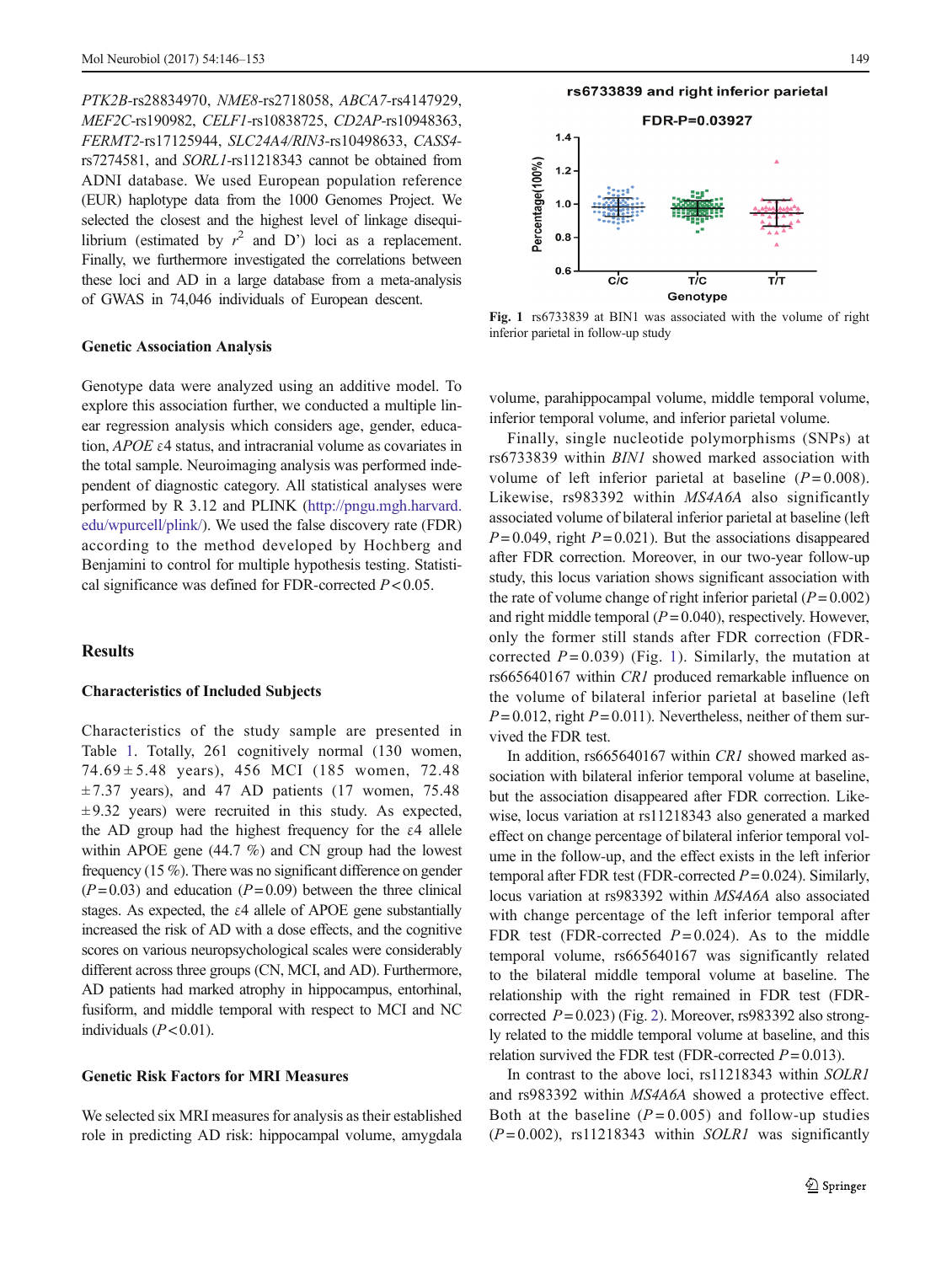*PTK2B*-rs28834970, *NME8*-rs2718058, *ABCA7*-rs4147929, *MEF2C*-rs190982, *CELF1*-rs10838725, *CD2AP*-rs10948363, *FERMT2*-rs17125944, *SLC24A4/RIN3*-rs10498633, *CASS4*-rs7274581, and *SORL1*-rs11218343 cannot be obtained from ADNI database. We used European population reference (EUR) haplotype data from the 1000 Genomes Project. We selected the closest and the highest level of linkage disequilibrium (estimated by $r^2$ and D') loci as a replacement. Finally, we furthermore investigated the correlations between these loci and AD in a large database from a meta-analysis of GWAS in 74,046 individuals of European descent.

### Genetic Association Analysis

Genotype data were analyzed using an additive model. To explore this association further, we conducted a multiple linear regression analysis which considers age, gender, education, *APOE* ε4 status, and intracranial volume as covariates in the total sample. Neuroimaging analysis was performed independent of diagnostic category. All statistical analyses were performed by R 3.12 and PLINK (http://pngu.mgh.harvard.edu/wpurcell/plink/). We used the false discovery rate (FDR) according to the method developed by Hochberg and Benjamini to control for multiple hypothesis testing. Statistical significance was defined for FDR-corrected $P < 0.05$.

## Results

### Characteristics of Included Subjects

Characteristics of the study sample are presented in Table 1. Totally, 261 cognitively normal (130 women, 74.69 ± 5.48 years), 456 MCI (185 women, 72.48 ± 7.37 years), and 47 AD patients (17 women, 75.48 ± 9.32 years) were recruited in this study. As expected, the AD group had the highest frequency for the ε4 allele within APOE gene (44.7 %) and CN group had the lowest frequency (15 %). There was no significant difference on gender ($P = 0.03$) and education ($P = 0.09$) between the three clinical stages. As expected, the ε4 allele of APOE gene substantially increased the risk of AD with a dose effects, and the cognitive scores on various neuropsychological scales were considerably different across three groups (CN, MCI, and AD). Furthermore, AD patients had marked atrophy in hippocampus, entorhinal, fusiform, and middle temporal with respect to MCI and NC individuals ($P < 0.01$).

### Genetic Risk Factors for MRI Measures

We selected six MRI measures for analysis as their established role in predicting AD risk: hippocampal volume, amygdala volume, parahippocampal volume, middle temporal volume, inferior temporal volume, and inferior parietal volume.

Finally, single nucleotide polymorphisms (SNPs) at rs6733839 within *BIN1* showed marked association with volume of left inferior parietal at baseline ($P = 0.008$). Likewise, rs983392 within *MS4A6A* also significantly associated volume of bilateral inferior parietal at baseline (left $P = 0.049$, right $P = 0.021$). But the associations disappeared after FDR correction. Moreover, in our two-year follow-up study, this locus variation shows significant association with the rate of volume change of right inferior parietal ($P = 0.002$) and right middle temporal ($P = 0.040$), respectively. However, only the former still stands after FDR correction (FDR-corrected $P = 0.039$) (Fig. 1). Similarly, the mutation at rs665640167 within *CR1* produced remarkable influence on the volume of bilateral inferior parietal at baseline (left $P = 0.012$, right $P = 0.011$). Nevertheless, neither of them survived the FDR test.

**Fig. 1** rs6733839 at BIN1 was associated with the volume of right inferior parietal in follow-up study

In addition, rs665640167 within *CR1* showed marked association with bilateral inferior temporal volume at baseline, but the association disappeared after FDR correction. Likewise, locus variation at rs11218343 also generated a marked effect on change percentage of bilateral inferior temporal volume in the follow-up, and the effect exists in the left inferior temporal after FDR test (FDR-corrected $P = 0.024$). Similarly, locus variation at rs983392 within *MS4A6A* also associated with change percentage of the left inferior temporal after FDR test (FDR-corrected $P = 0.024$). As to the middle temporal volume, rs665640167 was significantly related to the bilateral middle temporal volume at baseline. The relationship with the right remained in FDR test (FDR-corrected $P = 0.023$) (Fig. 2). Moreover, rs983392 also strongly related to the middle temporal volume at baseline, and this relation survived the FDR test (FDR-corrected $P = 0.013$).

In contrast to the above loci, rs11218343 within *SOLR1* and rs983392 within *MS4A6A* showed a protective effect. Both at the baseline ($P = 0.005$) and follow-up studies ($P = 0.002$), rs11218343 within *SOLR1* was significantly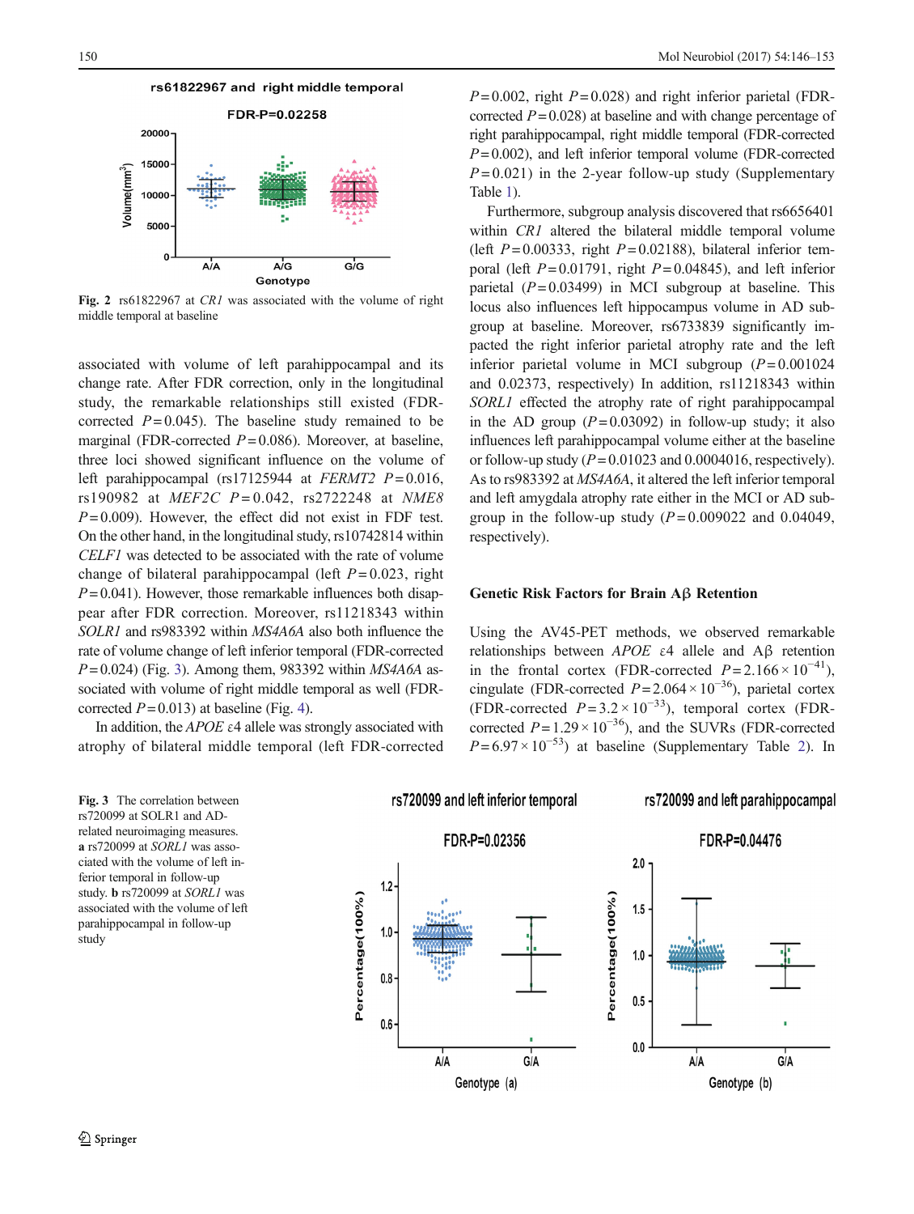Fig. 2 rs61822967 at *CR1* was associated with the volume of right middle temporal at baseline

associated with volume of left parahippocampal and its change rate. After FDR correction, only in the longitudinal study, the remarkable relationships still existed (FDR-corrected $P = 0.045$). The baseline study remained to be marginal (FDR-corrected $P = 0.086$). Moreover, at baseline, three loci showed significant influence on the volume of left parahippocampal (rs17125944 at *FERMT2* $P = 0.016$, rs190982 at *MEF2C* $P = 0.042$, rs2722248 at *NME8* $P = 0.009$). However, the effect did not exist in FDF test. On the other hand, in the longitudinal study, rs10742814 within *CELF1* was detected to be associated with the rate of volume change of bilateral parahippocampal (left $P = 0.023$, right $P = 0.041$). However, those remarkable influences both disappear after FDR correction. Moreover, rs11218343 within *SOLR1* and rs983392 within *MS4A6A* also both influence the rate of volume change of left inferior temporal (FDR-corrected $P = 0.024$) (Fig. 3). Among them, 983392 within *MS4A6A* associated with volume of right middle temporal as well (FDR-corrected $P = 0.013$) at baseline (Fig. 4).

In addition, the *APOE* ε4 allele was strongly associated with atrophy of bilateral middle temporal (left FDR-corrected $P = 0.002$, right $P = 0.028$) and right inferior parietal (FDR-corrected $P = 0.028$) at baseline and with change percentage of right parahippocampal, right middle temporal (FDR-corrected $P = 0.002$), and left inferior temporal volume (FDR-corrected $P = 0.021$) in the 2-year follow-up study (Supplementary Table 1).

Furthermore, subgroup analysis discovered that rs6656401 within *CR1* altered the bilateral middle temporal volume (left $P = 0.00333$, right $P = 0.02188$), bilateral inferior temporal (left $P = 0.01791$, right $P = 0.04845$), and left inferior parietal ($P = 0.03499$) in MCI subgroup at baseline. This locus also influences left hippocampus volume in AD subgroup at baseline. Moreover, rs6733839 significantly impacted the right inferior parietal atrophy rate and the left inferior parietal volume in MCI subgroup ($P = 0.001024$ and 0.02373, respectively) In addition, rs11218343 within *SORL1* effected the atrophy rate of right parahippocampal in the AD group ($P = 0.03092$) in follow-up study; it also influences left parahippocampal volume either at the baseline or the follow-up study ($P = 0.01023$ and 0.0004016, respectively). As to rs983392 at *MS4A6A*, it altered the left inferior temporal and left amygdala atrophy rate either in the MCI or AD subgroup in the follow-up study ($P = 0.009022$ and 0.04049, respectively).

### Genetic Risk Factors for Brain Aβ Retention

Using the AV45-PET methods, we observed remarkable relationships between *APOE* ε4 allele and Aβ retention in the frontal cortex (FDR-corrected $P = 2.166 \times 10^{-41}$), cingulate (FDR-corrected $P = 2.064 \times 10^{-36}$), parietal cortex (FDR-corrected $P = 3.2 \times 10^{-33}$), temporal cortex (FDR-corrected $P = 1.29 \times 10^{-36}$), and the SUVRs (FDR-corrected $P = 6.97 \times 10^{-53}$) at baseline (Supplementary Table 2). In

Fig. 3 The correlation between rs720099 at SOLR1 and AD-related neuroimaging measures. **a** rs720099 at *SORL1* was associated with the volume of left inferior temporal in follow-up study. **b** rs720099 at *SORL1* was associated with the volume of left parahippocampal in follow-up study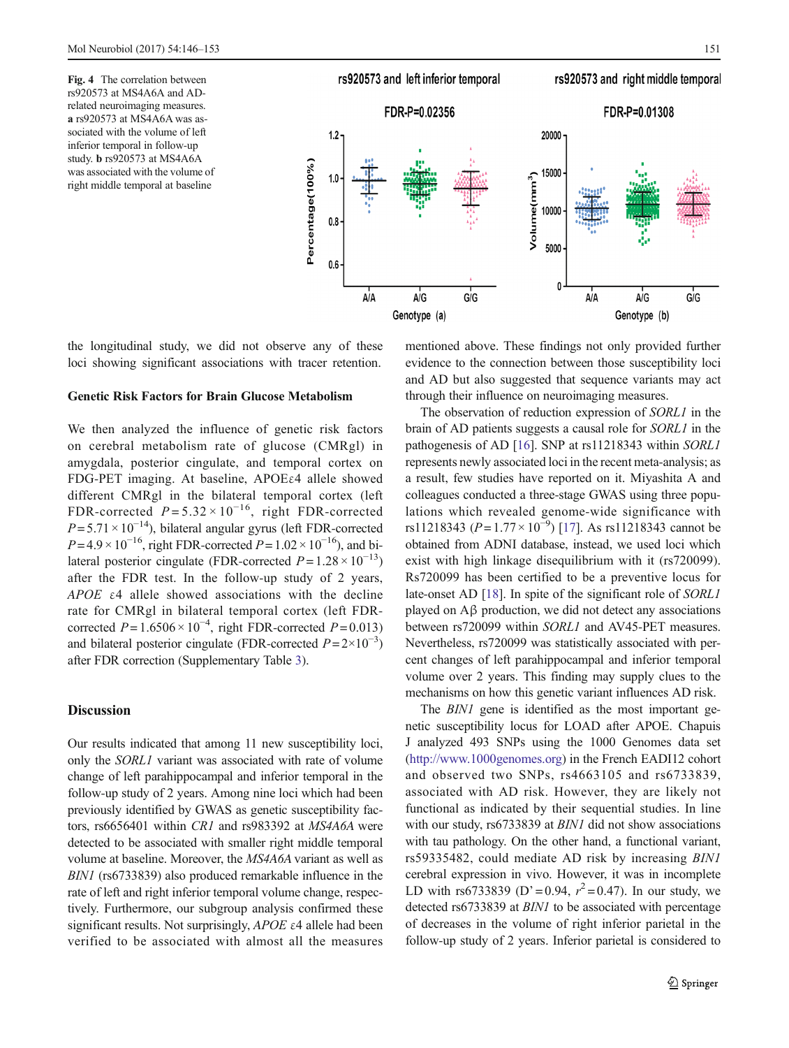**Fig. 4** The correlation between rs920573 at MS4A6A and AD-related neuroimaging measures. **a** rs920573 at MS4A6A was associated with the volume of left inferior temporal in follow-up study. **b** rs920573 at MS4A6A was associated with the volume of right middle temporal at baseline

the longitudinal study, we did not observe any of these loci showing significant associations with tracer retention.

### Genetic Risk Factors for Brain Glucose Metabolism

We then analyzed the influence of genetic risk factors on cerebral metabolism rate of glucose (CMRgl) in amygdala, posterior cingulate, and temporal cortex on FDG-PET imaging. At baseline, APOEε4 allele showed different CMRgl in the bilateral temporal cortex (left FDR-corrected $P = 5.32 \times 10^{-16}$, right FDR-corrected $P = 5.71 \times 10^{-14}$), bilateral angular gyrus (left FDR-corrected $P = 4.9 \times 10^{-16}$, right FDR-corrected $P = 1.02 \times 10^{-16}$), and bilateral posterior cingulate (FDR-corrected $P = 1.28 \times 10^{-13}$) after the FDR test. In the follow-up study of 2 years, *APOE* ε4 allele showed associations with the decline rate for CMRgl in bilateral temporal cortex (left FDR-corrected $P = 1.6506 \times 10^{-4}$, right FDR-corrected $P = 0.013$) and bilateral posterior cingulate (FDR-corrected $P = 2 \times 10^{-3}$) after FDR correction (Supplementary Table 3).

## Discussion

Our results indicated that among 11 new susceptibility loci, only the *SORL1* variant was associated with rate of volume change of left parahippocampal and inferior temporal in the follow-up study of 2 years. Among nine loci which had been previously identified by GWAS as genetic susceptibility factors, rs6656401 within *CR1* and rs983392 at *MS4A6A* were detected to be associated with smaller right middle temporal volume at baseline. Moreover, the *MS4A6A* variant as well as *BIN1* (rs6733839) also produced remarkable influence in the rate of left and right inferior temporal volume change, respectively. Furthermore, our subgroup analysis confirmed these significant results. Not surprisingly, *APOE* ε4 allele had been verified to be associated with almost all the measures mentioned above. These findings not only provided further evidence to the connection between those susceptibility loci and AD but also suggested that sequence variants may act through their influence on neuroimaging measures.

The observation of reduction expression of *SORL1* in the brain of AD patients suggests a causal role for *SORL1* in the pathogenesis of AD [16]. SNP at rs11218343 within *SORL1* represents newly associated loci in the recent meta-analysis; as a result, few studies have reported on it. Miyashita A and colleagues conducted a three-stage GWAS using three populations which revealed genome-wide significance with rs11218343 ($P = 1.77 \times 10^{-9}$) [17]. As rs11218343 cannot be obtained from ADNI database, instead, we used loci which exist with high linkage disequilibrium with it (rs720099). Rs720099 has been certified to be a preventive locus for late-onset AD [18]. In spite of the significant role of *SORL1* played on Aβ production, we did not detect any associations between rs720099 within *SORL1* and AV45-PET measures. Nevertheless, rs720099 was statistically associated with percent changes of left parahippocampal and inferior temporal volume over 2 years. This finding may supply clues to the mechanisms on how this genetic variant influences AD risk.

The *BIN1* gene is identified as the most important genetic susceptibility locus for LOAD after APOE. Chapuis J analyzed 493 SNPs using the 1000 Genomes data set (http://www.1000genomes.org) in the French EADI12 cohort and observed two SNPs, rs4663105 and rs6733839, associated with AD risk. However, they are likely not functional as indicated by their sequential studies. In line with our study, rs6733839 at *BIN1* did not show associations with tau pathology. On the other hand, a functional variant, rs59335482, could mediate AD risk by increasing *BIN1* cerebral expression in vivo. However, it was in incomplete LD with rs6733839 (D' = 0.94, $r^2 = 0.47$). In our study, we detected rs6733839 at *BIN1* to be associated with percentage of decreases in the volume of right inferior parietal in the follow-up study of 2 years. Inferior parietal is considered to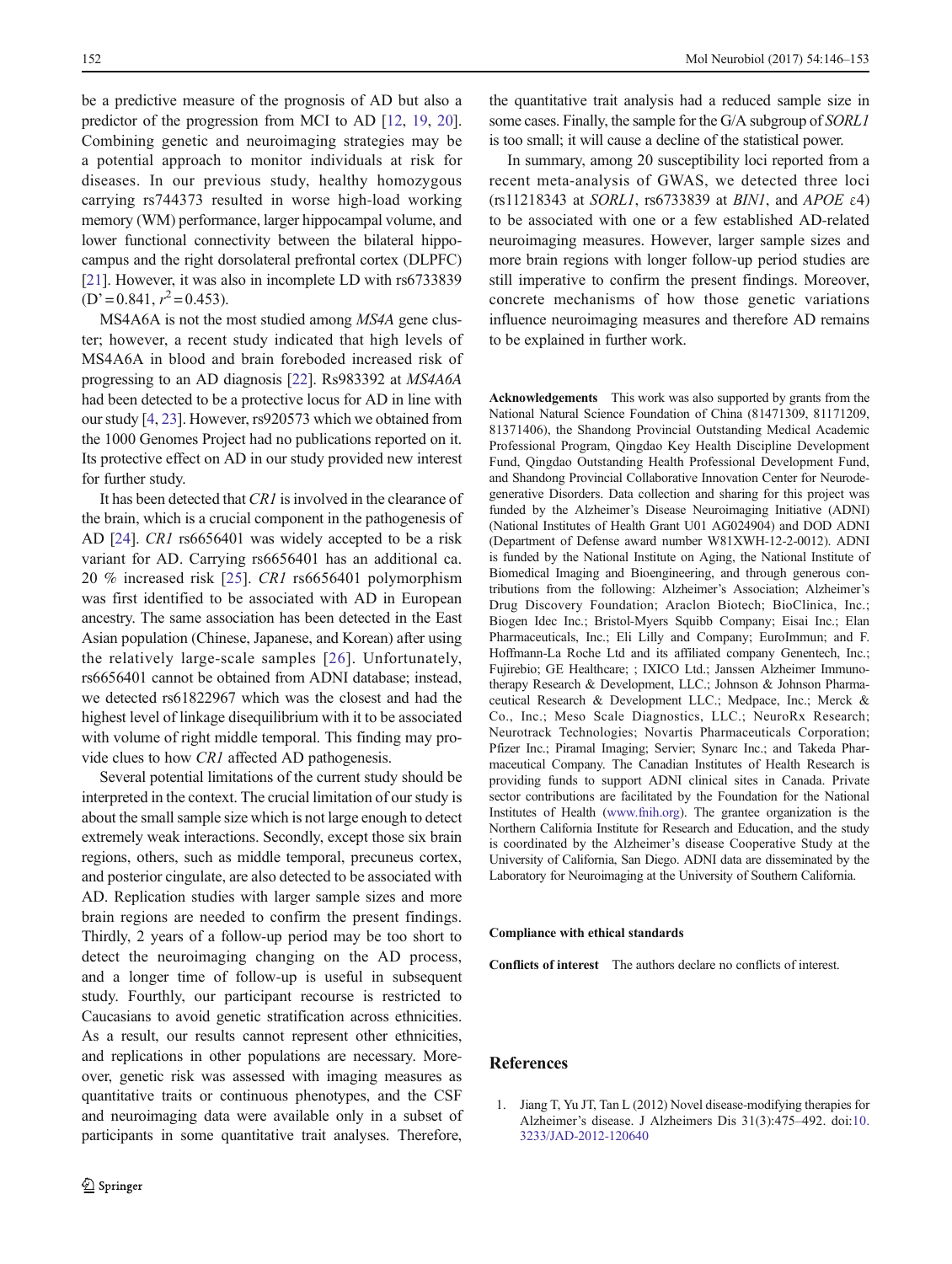be a predictive measure of the prognosis of AD but also a predictor of the progression from MCI to AD [12, 19, 20]. Combining genetic and neuroimaging strategies may be a potential approach to monitor individuals at risk for diseases. In our previous study, healthy homozygous carrying rs744373 resulted in worse high-load working memory (WM) performance, larger hippocampal volume, and lower functional connectivity between the bilateral hippocampus and the right dorsolateral prefrontal cortex (DLPFC) [21]. However, it was also in incomplete LD with rs6733839 (D' = 0.841, $r^2$ = 0.453).

MS4A6A is not the most studied among *MS4A* gene cluster; however, a recent study indicated that high levels of MS4A6A in blood and brain foreboded increased risk of progressing to an AD diagnosis [22]. Rs983392 at *MS4A6A* had been detected to be a protective locus for AD in line with our study [4, 23]. However, rs920573 which we obtained from the 1000 Genomes Project had no publications reported on it. Its protective effect on AD in our study provided new interest for further study.

It has been detected that *CR1* is involved in the clearance of the brain, which is a crucial component in the pathogenesis of AD [24]. *CR1* rs6656401 was widely accepted to be a risk variant for AD. Carrying rs6656401 has an additional ca. 20 % increased risk [25]. *CR1* rs6656401 polymorphism was first identified to be associated with AD in European ancestry. The same association has been detected in the East Asian population (Chinese, Japanese, and Korean) after using the relatively large-scale samples [26]. Unfortunately, rs6656401 cannot be obtained from ADNI database; instead, we detected rs61822967 which was the closest and had the highest level of linkage disequilibrium with it to be associated with volume of right middle temporal. This finding may provide clues to how *CR1* affected AD pathogenesis.

Several potential limitations of the current study should be interpreted in the context. The crucial limitation of our study is about the small sample size which is not large enough to detect extremely weak interactions. Secondly, except those six brain regions, others, such as middle temporal, precuneus cortex, and posterior cingulate, are also detected to be associated with AD. Replication studies with larger sample sizes and more brain regions are needed to confirm the present findings. Thirdly, 2 years of a follow-up period may be too short to detect the neuroimaging changing on the AD process, and a longer time of follow-up is useful in subsequent study. Fourthly, our participant recourse is restricted to Caucasians to avoid genetic stratification across ethnicities. As a result, our results cannot represent other ethnicities, and replications in other populations are necessary. Moreover, genetic risk was assessed with imaging measures as quantitative traits or continuous phenotypes, and the CSF and neuroimaging data were available only in a subset of participants in some quantitative trait analyses. Therefore, the quantitative trait analysis had a reduced sample size in some cases. Finally, the sample for the G/A subgroup of *SORL1* is too small; it will cause a decline of the statistical power.

In summary, among 20 susceptibility loci reported from a recent meta-analysis of GWAS, we detected three loci (rs11218343 at *SORL1*, rs6733839 at *BIN1*, and *APOE* ε4) to be associated with one or a few established AD-related neuroimaging measures. However, larger sample sizes and more brain regions with longer follow-up period studies are still imperative to confirm the present findings. Moreover, concrete mechanisms of how those genetic variations influence neuroimaging measures and therefore AD remains to be explained in further work.

**Acknowledgements** This work was also supported by grants from the National Natural Science Foundation of China (81471309, 81171209, 81371406), the Shandong Provincial Outstanding Medical Academic Professional Program, Qingdao Key Health Discipline Development Fund, Qingdao Outstanding Health Professional Development Fund, and Shandong Provincial Collaborative Innovation Center for Neurodegenerative Disorders. Data collection and sharing for this project was funded by the Alzheimer's Disease Neuroimaging Initiative (ADNI) (National Institutes of Health Grant U01 AG024904) and DOD ADNI (Department of Defense award number W81XWH-12-2-0012). ADNI is funded by the National Institute on Aging, the National Institute of Biomedical Imaging and Bioengineering, and through generous contributions from the following: Alzheimer's Association; Alzheimer's Drug Discovery Foundation; Araclon Biotech; BioClinica, Inc.; Biogen Idec Inc.; Bristol-Myers Squibb Company; Eisai Inc.; Elan Pharmaceuticals, Inc.; Eli Lilly and Company; EuroImmun; and F. Hoffmann-La Roche Ltd and its affiliated company Genentech, Inc.; Fujirebio; GE Healthcare; ; IXICO Ltd.; Janssen Alzheimer Immunotherapy Research & Development, LLC.; Johnson & Johnson Pharmaceutical Research & Development LLC.; Medpace, Inc.; Merck & Co., Inc.; Meso Scale Diagnostics, LLC.; NeuroRx Research; Neurotrack Technologies; Novartis Pharmaceuticals Corporation; Pfizer Inc.; Piramal Imaging; Servier; Synarc Inc.; and Takeda Pharmaceutical Company. The Canadian Institutes of Health Research is providing funds to support ADNI clinical sites in Canada. Private sector contributions are facilitated by the Foundation for the National Institutes of Health (www.fnih.org). The grantee organization is the Northern California Institute for Research and Education, and the study is coordinated by the Alzheimer's disease Cooperative Study at the University of California, San Diego. ADNI data are disseminated by the Laboratory for Neuroimaging at the University of Southern California.

**Compliance with ethical standards**

**Conflicts of interest** The authors declare no conflicts of interest.

## References

1. Jiang T, Yu JT, Tan L (2012) Novel disease-modifying therapies for Alzheimer's disease. J Alzheimers Dis 31(3):475–492. doi:10.3233/JAD-2012-120640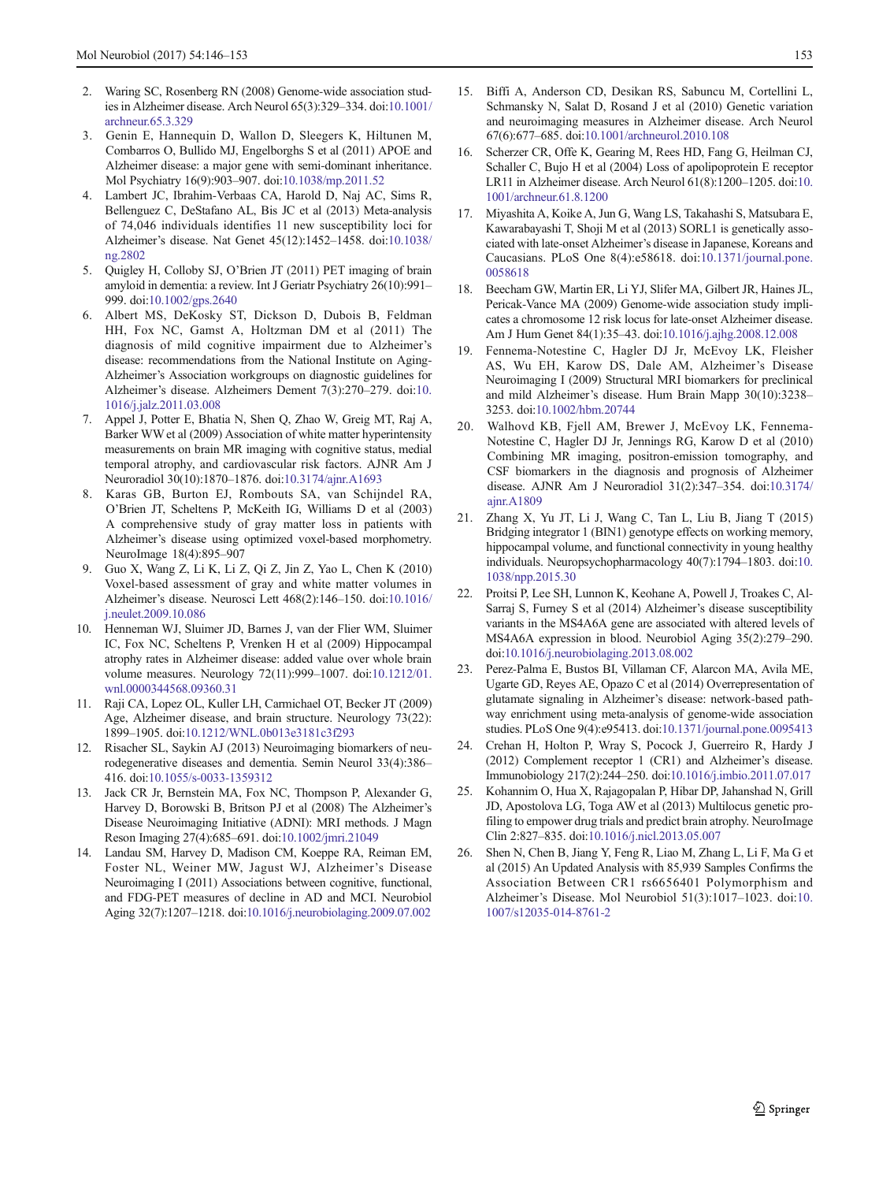2. Waring SC, Rosenberg RN (2008) Genome-wide association studies in Alzheimer disease. Arch Neurol 65(3):329–334. doi:10.1001/archneur.65.3.329
3. Genin E, Hannequin D, Wallon D, Sleegers K, Hiltunen M, Combarros O, Bullido MJ, Engelborghs S et al (2011) APOE and Alzheimer disease: a major gene with semi-dominant inheritance. Mol Psychiatry 16(9):903–907. doi:10.1038/mp.2011.52
4. Lambert JC, Ibrahim-Verbaas CA, Harold D, Naj AC, Sims R, Bellenguez C, DeStafano AL, Bis JC et al (2013) Meta-analysis of 74,046 individuals identifies 11 new susceptibility loci for Alzheimer's disease. Nat Genet 45(12):1452–1458. doi:10.1038/ng.2802
5. Quigley H, Colloby SJ, O'Brien JT (2011) PET imaging of brain amyloid in dementia: a review. Int J Geriatr Psychiatry 26(10):991–999. doi:10.1002/gps.2640
6. Albert MS, DeKosky ST, Dickson D, Dubois B, Feldman HH, Fox NC, Gamst A, Holtzman DM et al (2011) The diagnosis of mild cognitive impairment due to Alzheimer's disease: recommendations from the National Institute on Aging-Alzheimer's Association workgroups on diagnostic guidelines for Alzheimer's disease. Alzheimers Dement 7(3):270–279. doi:10.1016/j.jalz.2011.03.008
7. Appel J, Potter E, Bhatia N, Shen Q, Zhao W, Greig MT, Raj A, Barker WW et al (2009) Association of white matter hyperintensity measurements on brain MR imaging with cognitive status, medial temporal atrophy, and cardiovascular risk factors. AJNR Am J Neuroradiol 30(10):1870–1876. doi:10.3174/ajnr.A1693
8. Karas GB, Burton EJ, Rombouts SA, van Schijndel RA, O'Brien JT, Scheltens P, McKeith IG, Williams D et al (2003) A comprehensive study of gray matter loss in patients with Alzheimer's disease using optimized voxel-based morphometry. NeuroImage 18(4):895–907
9. Guo X, Wang Z, Li K, Li Z, Qi Z, Jin Z, Yao L, Chen K (2010) Voxel-based assessment of gray and white matter volumes in Alzheimer's disease. Neurosci Lett 468(2):146–150. doi:10.1016/j.neulet.2009.10.086
10. Henneman WJ, Sluimer JD, Barnes J, van der Flier WM, Sluimer IC, Fox NC, Scheltens P, Vrenken H et al (2009) Hippocampal atrophy rates in Alzheimer disease: added value over whole brain volume measures. Neurology 72(11):999–1007. doi:10.1212/01.wnl.0000344568.09360.31
11. Raji CA, Lopez OL, Kuller LH, Carmichael OT, Becker JT (2009) Age, Alzheimer disease, and brain structure. Neurology 73(22):1899–1905. doi:10.1212/WNL.0b013e3181c3f293
12. Risacher SL, Saykin AJ (2013) Neuroimaging biomarkers of neurodegenerative diseases and dementia. Semin Neurol 33(4):386–416. doi:10.1055/s-0033-1359312
13. Jack CR Jr, Bernstein MA, Fox NC, Thompson P, Alexander G, Harvey D, Borowski B, Britson PJ et al (2008) The Alzheimer's Disease Neuroimaging Initiative (ADNI): MRI methods. J Magn Reson Imaging 27(4):685–691. doi:10.1002/jmri.21049
14. Landau SM, Harvey D, Madison CM, Koeppe RA, Reiman EM, Foster NL, Weiner MW, Jagust WJ, Alzheimer's Disease Neuroimaging I (2011) Associations between cognitive, functional, and FDG-PET measures of decline in AD and MCI. Neurobiol Aging 32(7):1207–1218. doi:10.1016/j.neurobiolaging.2009.07.002
15. Biffi A, Anderson CD, Desikan RS, Sabuncu M, Cortellini L, Schmansky N, Salat D, Rosand J et al (2010) Genetic variation and neuroimaging measures in Alzheimer disease. Arch Neurol 67(6):677–685. doi:10.1001/archneurol.2010.108
16. Scherzer CR, Offe K, Gearing M, Rees HD, Fang G, Heilman CJ, Schaller C, Bujo H et al (2004) Loss of apolipoprotein E receptor LR11 in Alzheimer disease. Arch Neurol 61(8):1200–1205. doi:10.1001/archneur.61.8.1200
17. Miyashita A, Koike A, Jun G, Wang LS, Takahashi S, Matsubara E, Kawarabayashi T, Shoji M et al (2013) SORL1 is genetically associated with late-onset Alzheimer's disease in Japanese, Koreans and Caucasians. PLoS One 8(4):e58618. doi:10.1371/journal.pone.0058618
18. Beecham GW, Martin ER, Li YJ, Slifer MA, Gilbert JR, Haines JL, Pericak-Vance MA (2009) Genome-wide association study implicates a chromosome 12 risk locus for late-onset Alzheimer disease. Am J Hum Genet 84(1):35–43. doi:10.1016/j.ajhg.2008.12.008
19. Fennema-Notestine C, Hagler DJ Jr, McEvoy LK, Fleisher AS, Wu EH, Karow DS, Dale AM, Alzheimer's Disease Neuroimaging I (2009) Structural MRI biomarkers for preclinical and mild Alzheimer's disease. Hum Brain Mapp 30(10):3238–3253. doi:10.1002/hbm.20744
20. Walhovd KB, Fjell AM, Brewer J, McEvoy LK, Fennema-Notestine C, Hagler DJ Jr, Jennings RG, Karow D et al (2010) Combining MR imaging, positron-emission tomography, and CSF biomarkers in the diagnosis and prognosis of Alzheimer disease. AJNR Am J Neuroradiol 31(2):347–354. doi:10.3174/ajnr.A1809
21. Zhang X, Yu JT, Li J, Wang C, Tan L, Liu B, Jiang T (2015) Bridging integrator 1 (BIN1) genotype effects on working memory, hippocampal volume, and functional connectivity in young healthy individuals. Neuropsychopharmacology 40(7):1794–1803. doi:10.1038/npp.2015.30
22. Proitsi P, Lee SH, Lunnon K, Keohane A, Powell J, Troakes C, Al-Sarraj S, Furney S et al (2014) Alzheimer's disease susceptibility variants in the MS4A6A gene are associated with altered levels of MS4A6A expression in blood. Neurobiol Aging 35(2):279–290. doi:10.1016/j.neurobiolaging.2013.08.002
23. Perez-Palma E, Bustos BI, Villaman CF, Alarcon MA, Avila ME, Ugarte GD, Reyes AE, Opazo C et al (2014) Overrepresentation of glutamate signaling in Alzheimer's disease: network-based pathway enrichment using meta-analysis of genome-wide association studies. PLoS One 9(4):e95413. doi:10.1371/journal.pone.0095413
24. Crehan H, Holton P, Wray S, Pocock J, Guerreiro R, Hardy J (2012) Complement receptor 1 (CR1) and Alzheimer's disease. Immunobiology 217(2):244–250. doi:10.1016/j.imbio.2011.07.017
25. Kohannim O, Hua X, Rajagopalan P, Hibar DP, Jahanshad N, Grill JD, Apostolova LG, Toga AW et al (2013) Multilocus genetic profiling to empower drug trials and predict brain atrophy. NeuroImage Clin 2:827–835. doi:10.1016/j.nicl.2013.05.007
26. Shen N, Chen B, Jiang Y, Feng R, Liao M, Zhang L, Li F, Ma G et al (2015) An Updated Analysis with 85,939 Samples Confirms the Association Between CR1 rs6656401 Polymorphism and Alzheimer's Disease. Mol Neurobiol 51(3):1017–1023. doi:10.1007/s12035-014-8761-2